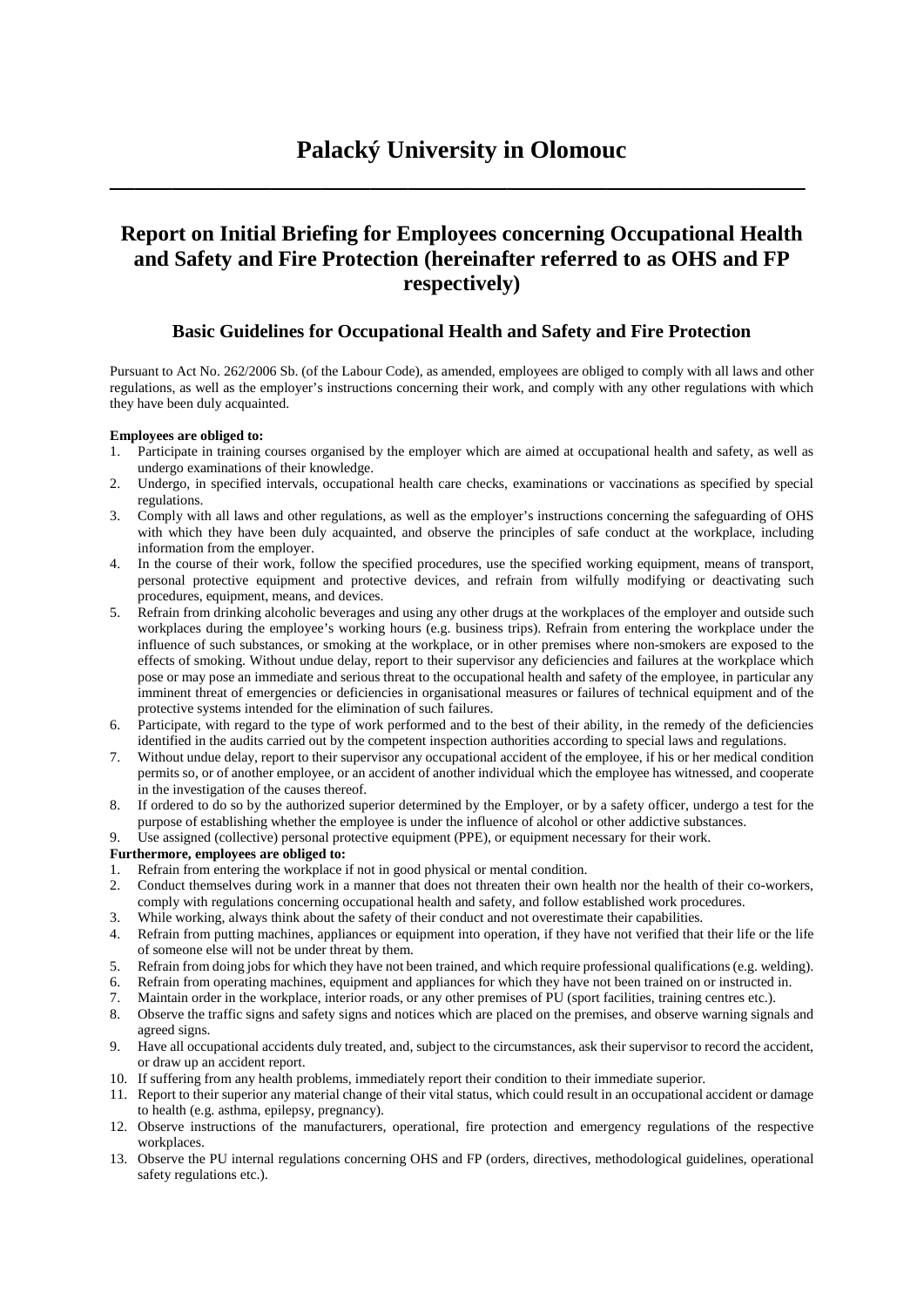# Palacký University in Olomouc

## Report on Initial Briefing for Employees concerning Occupational Health and Safety and Fire Protection (hereinafter referred to as OHS and FP respectively)

### Basic Guidelines for Occupational Health and Safety and Fire Protection

Pursuant to Act No. 262/2006 Sb. (of the Labour Code), as amended, employees are obliged to comply with all laws and other regulations, as well as the employer's instructions concerning their work, and comply with any other regulations with which they have been duly acquainted.

**Employees are obliged to:**

1. Participate in training courses organised by the employer which are aimed at occupational health and safety, as well as undergo examinations of their knowledge.
2. Undergo, in specified intervals, occupational health care checks, examinations or vaccinations as specified by special regulations.
3. Comply with all laws and other regulations, as well as the employer's instructions concerning the safeguarding of OHS with which they have been duly acquainted, and observe the principles of safe conduct at the workplace, including information from the employer.
4. In the course of their work, follow the specified procedures, use the specified working equipment, means of transport, personal protective equipment and protective devices, and refrain from wilfully modifying or deactivating such procedures, equipment, means, and devices.
5. Refrain from drinking alcoholic beverages and using any other drugs at the workplaces of the employer and outside such workplaces during the employee's working hours (e.g. business trips). Refrain from entering the workplace under the influence of such substances, or smoking at the workplace, or in other premises where non-smokers are exposed to the effects of smoking. Without undue delay, report to their supervisor any deficiencies and failures at the workplace which pose or may pose an immediate and serious threat to the occupational health and safety of the employee, in particular any imminent threat of emergencies or deficiencies in organisational measures or failures of technical equipment and of the protective systems intended for the elimination of such failures.
6. Participate, with regard to the type of work performed and to the best of their ability, in the remedy of the deficiencies identified in the audits carried out by the competent inspection authorities according to special laws and regulations.
7. Without undue delay, report to their supervisor any occupational accident of the employee, if his or her medical condition permits so, or of another employee, or an accident of another individual which the employee has witnessed, and cooperate in the investigation of the causes thereof.
8. If ordered to do so by the authorized superior determined by the Employer, or by a safety officer, undergo a test for the purpose of establishing whether the employee is under the influence of alcohol or other addictive substances.
9. Use assigned (collective) personal protective equipment (PPE), or equipment necessary for their work.

**Furthermore, employees are obliged to:**

1. Refrain from entering the workplace if not in good physical or mental condition.
2. Conduct themselves during work in a manner that does not threaten their own health nor the health of their co-workers, comply with regulations concerning occupational health and safety, and follow established work procedures.
3. While working, always think about the safety of their conduct and not overestimate their capabilities.
4. Refrain from putting machines, appliances or equipment into operation, if they have not verified that their life or the life of someone else will not be under threat by them.
5. Refrain from doing jobs for which they have not been trained, and which require professional qualifications (e.g. welding).
6. Refrain from operating machines, equipment and appliances for which they have not been trained on or instructed in.
7. Maintain order in the workplace, interior roads, or any other premises of PU (sport facilities, training centres etc.).
8. Observe the traffic signs and safety signs and notices which are placed on the premises, and observe warning signals and agreed signs.
9. Have all occupational accidents duly treated, and, subject to the circumstances, ask their supervisor to record the accident, or draw up an accident report.
10. If suffering from any health problems, immediately report their condition to their immediate superior.
11. Report to their superior any material change of their vital status, which could result in an occupational accident or damage to health (e.g. asthma, epilepsy, pregnancy).
12. Observe instructions of the manufacturers, operational, fire protection and emergency regulations of the respective workplaces.
13. Observe the PU internal regulations concerning OHS and FP (orders, directives, methodological guidelines, operational safety regulations etc.).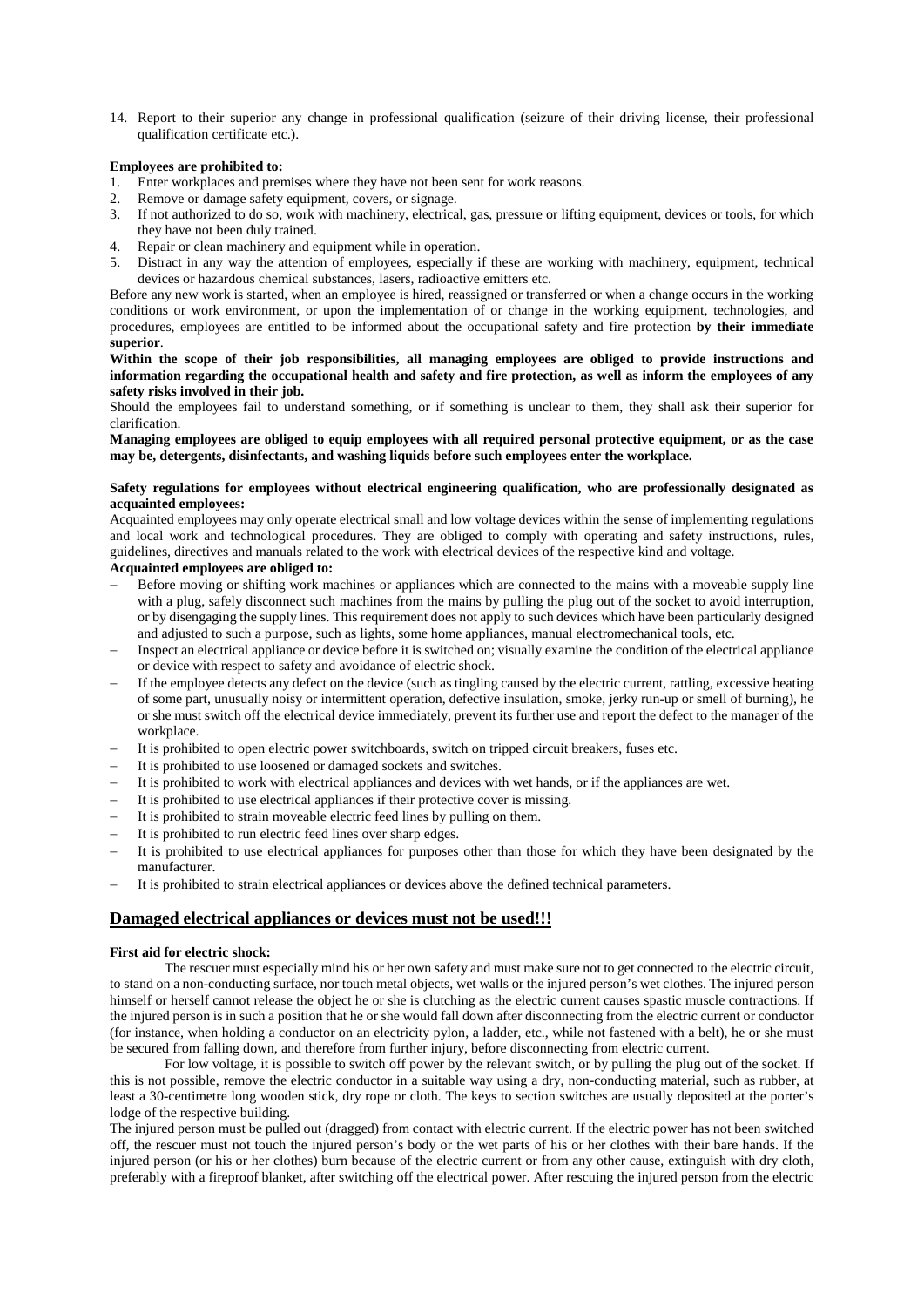14. Report to their superior any change in professional qualification (seizure of their driving license, their professional qualification certificate etc.).

**Employees are prohibited to:**

1. Enter workplaces and premises where they have not been sent for work reasons.
2. Remove or damage safety equipment, covers, or signage.
3. If not authorized to do so, work with machinery, electrical, gas, pressure or lifting equipment, devices or tools, for which they have not been duly trained.
4. Repair or clean machinery and equipment while in operation.
5. Distract in any way the attention of employees, especially if these are working with machinery, equipment, technical devices or hazardous chemical substances, lasers, radioactive emitters etc.

Before any new work is started, when an employee is hired, reassigned or transferred or when a change occurs in the working conditions or work environment, or upon the implementation of or change in the working equipment, technologies, and procedures, employees are entitled to be informed about the occupational safety and fire protection **by their immediate superior**.

**Within the scope of their job responsibilities, all managing employees are obliged to provide instructions and information regarding the occupational health and safety and fire protection, as well as inform the employees of any safety risks involved in their job.**

Should the employees fail to understand something, or if something is unclear to them, they shall ask their superior for clarification.

**Managing employees are obliged to equip employees with all required personal protective equipment, or as the case may be, detergents, disinfectants, and washing liquids before such employees enter the workplace.**

**Safety regulations for employees without electrical engineering qualification, who are professionally designated as acquainted employees:**

Acquainted employees may only operate electrical small and low voltage devices within the sense of implementing regulations and local work and technological procedures. They are obliged to comply with operating and safety instructions, rules, guidelines, directives and manuals related to the work with electrical devices of the respective kind and voltage.

**Acquainted employees are obliged to:**

- Before moving or shifting work machines or appliances which are connected to the mains with a moveable supply line with a plug, safely disconnect such machines from the mains by pulling the plug out of the socket to avoid interruption, or by disengaging the supply lines. This requirement does not apply to such devices which have been particularly designed and adjusted to such a purpose, such as lights, some home appliances, manual electromechanical tools, etc.
- Inspect an electrical appliance or device before it is switched on; visually examine the condition of the electrical appliance or device with respect to safety and avoidance of electric shock.
- If the employee detects any defect on the device (such as tingling caused by the electric current, rattling, excessive heating of some part, unusually noisy or intermittent operation, defective insulation, smoke, jerky run-up or smell of burning), he or she must switch off the electrical device immediately, prevent its further use and report the defect to the manager of the workplace.
- It is prohibited to open electric power switchboards, switch on tripped circuit breakers, fuses etc.
- It is prohibited to use loosened or damaged sockets and switches.
- It is prohibited to work with electrical appliances and devices with wet hands, or if the appliances are wet.
- It is prohibited to use electrical appliances if their protective cover is missing.
- It is prohibited to strain moveable electric feed lines by pulling on them.
- It is prohibited to run electric feed lines over sharp edges.
- It is prohibited to use electrical appliances for purposes other than those for which they have been designated by the manufacturer.
- It is prohibited to strain electrical appliances or devices above the defined technical parameters.

## Damaged electrical appliances or devices must not be used!!!

**First aid for electric shock:**

The rescuer must especially mind his or her own safety and must make sure not to get connected to the electric circuit, to stand on a non-conducting surface, nor touch metal objects, wet walls or the injured person's wet clothes. The injured person himself or herself cannot release the object he or she is clutching as the electric current causes spastic muscle contractions. If the injured person is in such a position that he or she would fall down after disconnecting from the electric current or conductor (for instance, when holding a conductor on an electricity pylon, a ladder, etc., while not fastened with a belt), he or she must be secured from falling down, and therefore from further injury, before disconnecting from electric current.

For low voltage, it is possible to switch off power by the relevant switch, or by pulling the plug out of the socket. If this is not possible, remove the electric conductor in a suitable way using a dry, non-conducting material, such as rubber, at least a 30-centimetre long wooden stick, dry rope or cloth. The keys to section switches are usually deposited at the porter's lodge of the respective building.

The injured person must be pulled out (dragged) from contact with electric current. If the electric power has not been switched off, the rescuer must not touch the injured person's body or the wet parts of his or her clothes with their bare hands. If the injured person (or his or her clothes) burn because of the electric current or from any other cause, extinguish with dry cloth, preferably with a fireproof blanket, after switching off the electrical power. After rescuing the injured person from the electric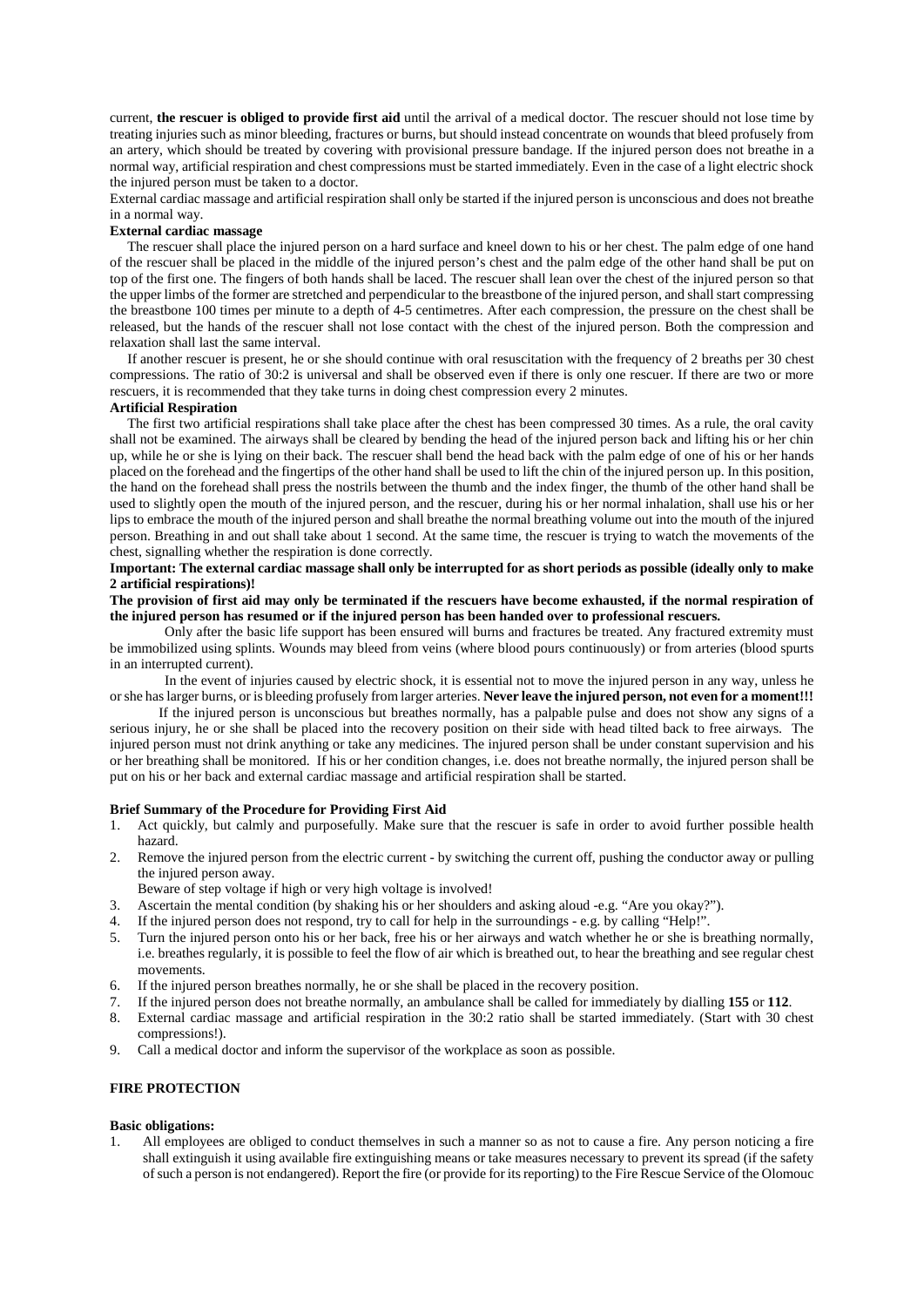current, **the rescuer is obliged to provide first aid** until the arrival of a medical doctor. The rescuer should not lose time by treating injuries such as minor bleeding, fractures or burns, but should instead concentrate on wounds that bleed profusely from an artery, which should be treated by covering with provisional pressure bandage. If the injured person does not breathe in a normal way, artificial respiration and chest compressions must be started immediately. Even in the case of a light electric shock the injured person must be taken to a doctor.

External cardiac massage and artificial respiration shall only be started if the injured person is unconscious and does not breathe in a normal way.

**External cardiac massage**

The rescuer shall place the injured person on a hard surface and kneel down to his or her chest. The palm edge of one hand of the rescuer shall be placed in the middle of the injured person's chest and the palm edge of the other hand shall be put on top of the first one. The fingers of both hands shall be laced. The rescuer shall lean over the chest of the injured person so that the upper limbs of the former are stretched and perpendicular to the breastbone of the injured person, and shall start compressing the breastbone 100 times per minute to a depth of 4-5 centimetres. After each compression, the pressure on the chest shall be released, but the hands of the rescuer shall not lose contact with the chest of the injured person. Both the compression and relaxation shall last the same interval.

If another rescuer is present, he or she should continue with oral resuscitation with the frequency of 2 breaths per 30 chest compressions. The ratio of 30:2 is universal and shall be observed even if there is only one rescuer. If there are two or more rescuers, it is recommended that they take turns in doing chest compression every 2 minutes.

**Artificial Respiration**

The first two artificial respirations shall take place after the chest has been compressed 30 times. As a rule, the oral cavity shall not be examined. The airways shall be cleared by bending the head of the injured person back and lifting his or her chin up, while he or she is lying on their back. The rescuer shall bend the head back with the palm edge of one of his or her hands placed on the forehead and the fingertips of the other hand shall be used to lift the chin of the injured person up. In this position, the hand on the forehead shall press the nostrils between the thumb and the index finger, the thumb of the other hand shall be used to slightly open the mouth of the injured person, and the rescuer, during his or her normal inhalation, shall use his or her lips to embrace the mouth of the injured person and shall breathe the normal breathing volume out into the mouth of the injured person. Breathing in and out shall take about 1 second. At the same time, the rescuer is trying to watch the movements of the chest, signalling whether the respiration is done correctly.

**Important: The external cardiac massage shall only be interrupted for as short periods as possible (ideally only to make 2 artificial respirations)!**

**The provision of first aid may only be terminated if the rescuers have become exhausted, if the normal respiration of the injured person has resumed or if the injured person has been handed over to professional rescuers.**

Only after the basic life support has been ensured will burns and fractures be treated. Any fractured extremity must be immobilized using splints. Wounds may bleed from veins (where blood pours continuously) or from arteries (blood spurts in an interrupted current).

In the event of injuries caused by electric shock, it is essential not to move the injured person in any way, unless he or she has larger burns, or is bleeding profusely from larger arteries. **Never leave the injured person, not even for a moment!!!**

If the injured person is unconscious but breathes normally, has a palpable pulse and does not show any signs of a serious injury, he or she shall be placed into the recovery position on their side with head tilted back to free airways. The injured person must not drink anything or take any medicines. The injured person shall be under constant supervision and his or her breathing shall be monitored. If his or her condition changes, i.e. does not breathe normally, the injured person shall be put on his or her back and external cardiac massage and artificial respiration shall be started.

**Brief Summary of the Procedure for Providing First Aid**

1. Act quickly, but calmly and purposefully. Make sure that the rescuer is safe in order to avoid further possible health hazard.
2. Remove the injured person from the electric current - by switching the current off, pushing the conductor away or pulling the injured person away.
   Beware of step voltage if high or very high voltage is involved!
3. Ascertain the mental condition (by shaking his or her shoulders and asking aloud -e.g. "Are you okay?").
4. If the injured person does not respond, try to call for help in the surroundings - e.g. by calling "Help!".
5. Turn the injured person onto his or her back, free his or her airways and watch whether he or she is breathing normally, i.e. breathes regularly, it is possible to feel the flow of air which is breathed out, to hear the breathing and see regular chest movements.
6. If the injured person breathes normally, he or she shall be placed in the recovery position.
7. If the injured person does not breathe normally, an ambulance shall be called for immediately by dialling **155** or **112**.
8. External cardiac massage and artificial respiration in the 30:2 ratio shall be started immediately. (Start with 30 chest compressions!).
9. Call a medical doctor and inform the supervisor of the workplace as soon as possible.

## FIRE PROTECTION

**Basic obligations:**

1. All employees are obliged to conduct themselves in such a manner so as not to cause a fire. Any person noticing a fire shall extinguish it using available fire extinguishing means or take measures necessary to prevent its spread (if the safety of such a person is not endangered). Report the fire (or provide for its reporting) to the Fire Rescue Service of the Olomouc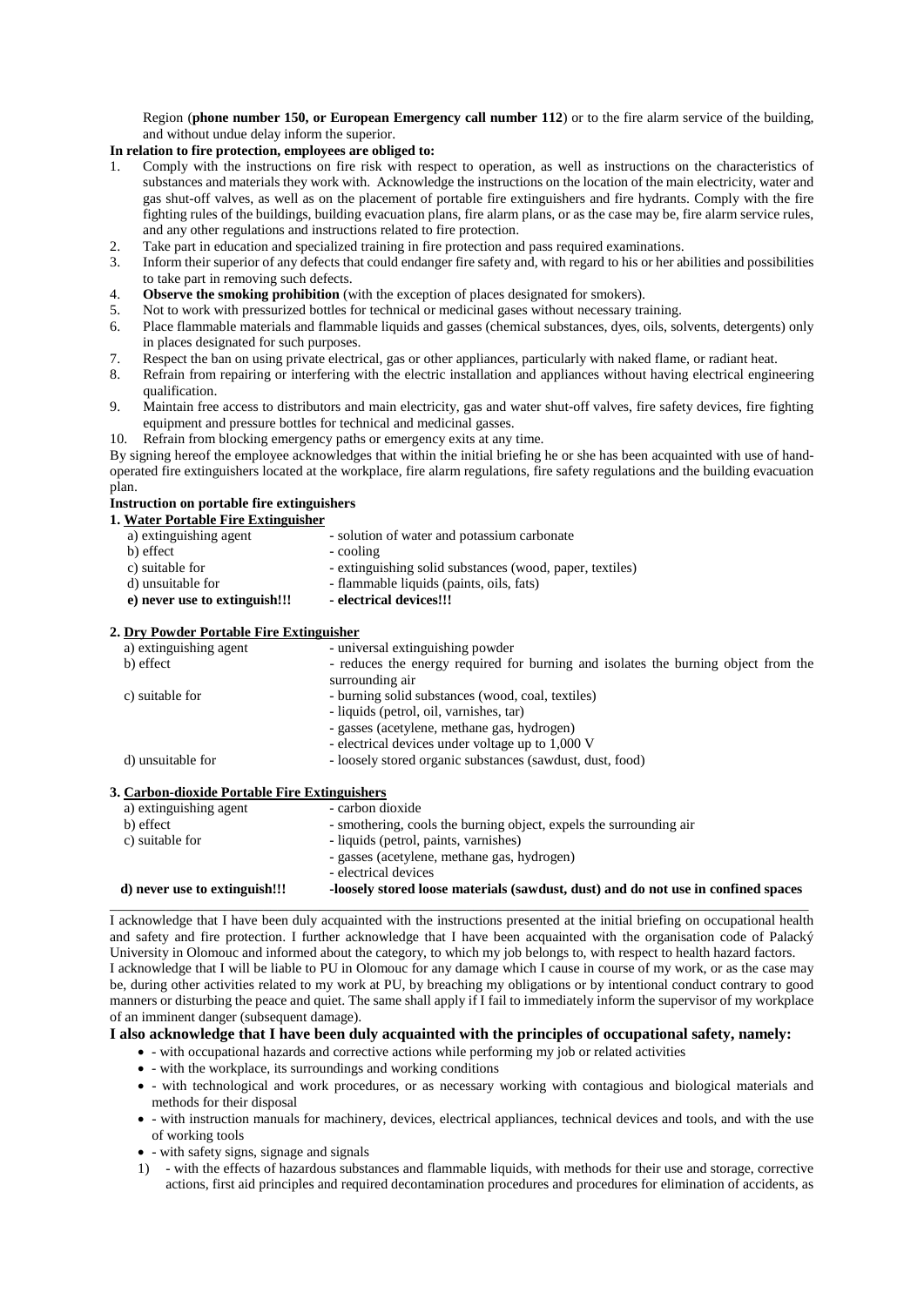Region (**phone number 150, or European Emergency call number 112**) or to the fire alarm service of the building, and without undue delay inform the superior.

**In relation to fire protection, employees are obliged to:**

1. Comply with the instructions on fire risk with respect to operation, as well as instructions on the characteristics of substances and materials they work with. Acknowledge the instructions on the location of the main electricity, water and gas shut-off valves, as well as on the placement of portable fire extinguishers and fire hydrants. Comply with the fire fighting rules of the buildings, building evacuation plans, fire alarm plans, or as the case may be, fire alarm service rules, and any other regulations and instructions related to fire protection.
2. Take part in education and specialized training in fire protection and pass required examinations.
3. Inform their superior of any defects that could endanger fire safety and, with regard to his or her abilities and possibilities to take part in removing such defects.
4. **Observe the smoking prohibition** (with the exception of places designated for smokers).
5. Not to work with pressurized bottles for technical or medicinal gases without necessary training.
6. Place flammable materials and flammable liquids and gasses (chemical substances, dyes, oils, solvents, detergents) only in places designated for such purposes.
7. Respect the ban on using private electrical, gas or other appliances, particularly with naked flame, or radiant heat.
8. Refrain from repairing or interfering with the electric installation and appliances without having electrical engineering qualification.
9. Maintain free access to distributors and main electricity, gas and water shut-off valves, fire safety devices, fire fighting equipment and pressure bottles for technical and medicinal gasses.
10. Refrain from blocking emergency paths or emergency exits at any time.

By signing hereof the employee acknowledges that within the initial briefing he or she has been acquainted with use of hand-operated fire extinguishers located at the workplace, fire alarm regulations, fire safety regulations and the building evacuation plan.

**Instruction on portable fire extinguishers**

**1. Water Portable Fire Extinguisher**

| | |
|---|---|
| a) extinguishing agent | - solution of water and potassium carbonate |
| b) effect | - cooling |
| c) suitable for | - extinguishing solid substances (wood, paper, textiles) |
| d) unsuitable for | - flammable liquids (paints, oils, fats) |
| **e) never use to extinguish!!!** | **- electrical devices!!!** |

**2. Dry Powder Portable Fire Extinguisher**

| | |
|---|---|
| a) extinguishing agent | - universal extinguishing powder |
| b) effect | - reduces the energy required for burning and isolates the burning object from the surrounding air |
| c) suitable for | - burning solid substances (wood, coal, textiles)<br>- liquids (petrol, oil, varnishes, tar)<br>- gasses (acetylene, methane gas, hydrogen)<br>- electrical devices under voltage up to 1,000 V |
| d) unsuitable for | - loosely stored organic substances (sawdust, dust, food) |

**3. Carbon-dioxide Portable Fire Extinguishers**

| | |
|---|---|
| a) extinguishing agent | - carbon dioxide |
| b) effect | - smothering, cools the burning object, expels the surrounding air |
| c) suitable for | - liquids (petrol, paints, varnishes)<br>- gasses (acetylene, methane gas, hydrogen)<br>- electrical devices |
| **d) never use to extinguish!!!** | **-loosely stored loose materials (sawdust, dust) and do not use in confined spaces** |

---

I acknowledge that I have been duly acquainted with the instructions presented at the initial briefing on occupational health and safety and fire protection. I further acknowledge that I have been acquainted with the organisation code of Palacký University in Olomouc and informed about the category, to which my job belongs to, with respect to health hazard factors.

I acknowledge that I will be liable to PU in Olomouc for any damage which I cause in course of my work, or as the case may be, during other activities related to my work at PU, by breaching my obligations or by intentional conduct contrary to good manners or disturbing the peace and quiet. The same shall apply if I fail to immediately inform the supervisor of my workplace of an imminent danger (subsequent damage).

**I also acknowledge that I have been duly acquainted with the principles of occupational safety, namely:**

- - with occupational hazards and corrective actions while performing my job or related activities
- - with the workplace, its surroundings and working conditions
- - with technological and work procedures, or as necessary working with contagious and biological materials and methods for their disposal
- - with instruction manuals for machinery, devices, electrical appliances, technical devices and tools, and with the use of working tools
- - with safety signs, signage and signals

1) - with the effects of hazardous substances and flammable liquids, with methods for their use and storage, corrective actions, first aid principles and required decontamination procedures and procedures for elimination of accidents, as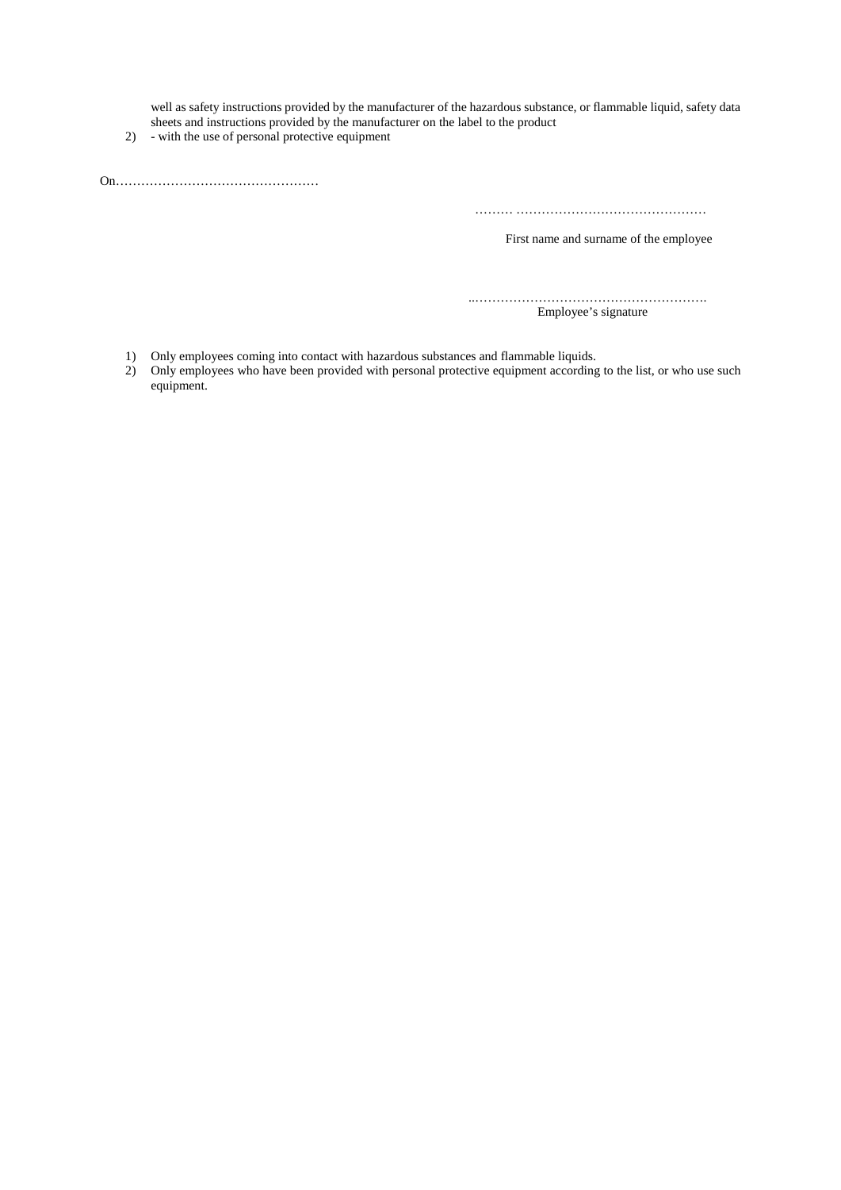well as safety instructions provided by the manufacturer of the hazardous substance, or flammable liquid, safety data sheets and instructions provided by the manufacturer on the label to the product

2) - with the use of personal protective equipment

On…………………………………………

……… ………………………………………

First name and surname of the employee

..……………………………………………….

Employee's signature

1) Only employees coming into contact with hazardous substances and flammable liquids.
2) Only employees who have been provided with personal protective equipment according to the list, or who use such equipment.